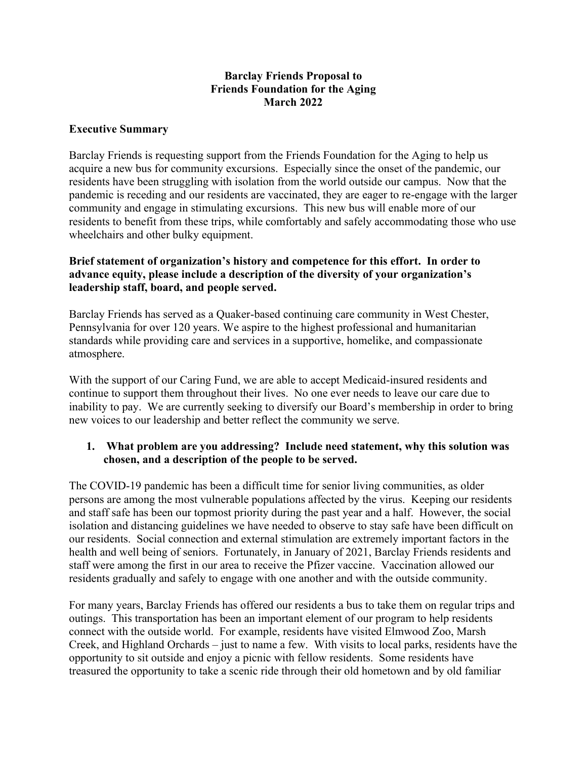**Barclay Friends Proposal to**
**Friends Foundation for the Aging**
**March 2022**

## Executive Summary

Barclay Friends is requesting support from the Friends Foundation for the Aging to help us acquire a new bus for community excursions. Especially since the onset of the pandemic, our residents have been struggling with isolation from the world outside our campus. Now that the pandemic is receding and our residents are vaccinated, they are eager to re-engage with the larger community and engage in stimulating excursions. This new bus will enable more of our residents to benefit from these trips, while comfortably and safely accommodating those who use wheelchairs and other bulky equipment.

**Brief statement of organization's history and competence for this effort. In order to advance equity, please include a description of the diversity of your organization's leadership staff, board, and people served.**

Barclay Friends has served as a Quaker-based continuing care community in West Chester, Pennsylvania for over 120 years. We aspire to the highest professional and humanitarian standards while providing care and services in a supportive, homelike, and compassionate atmosphere.

With the support of our Caring Fund, we are able to accept Medicaid-insured residents and continue to support them throughout their lives. No one ever needs to leave our care due to inability to pay. We are currently seeking to diversify our Board's membership in order to bring new voices to our leadership and better reflect the community we serve.

1. **What problem are you addressing? Include need statement, why this solution was chosen, and a description of the people to be served.**

The COVID-19 pandemic has been a difficult time for senior living communities, as older persons are among the most vulnerable populations affected by the virus. Keeping our residents and staff safe has been our topmost priority during the past year and a half. However, the social isolation and distancing guidelines we have needed to observe to stay safe have been difficult on our residents. Social connection and external stimulation are extremely important factors in the health and well being of seniors. Fortunately, in January of 2021, Barclay Friends residents and staff were among the first in our area to receive the Pfizer vaccine. Vaccination allowed our residents gradually and safely to engage with one another and with the outside community.

For many years, Barclay Friends has offered our residents a bus to take them on regular trips and outings. This transportation has been an important element of our program to help residents connect with the outside world. For example, residents have visited Elmwood Zoo, Marsh Creek, and Highland Orchards – just to name a few. With visits to local parks, residents have the opportunity to sit outside and enjoy a picnic with fellow residents. Some residents have treasured the opportunity to take a scenic ride through their old hometown and by old familiar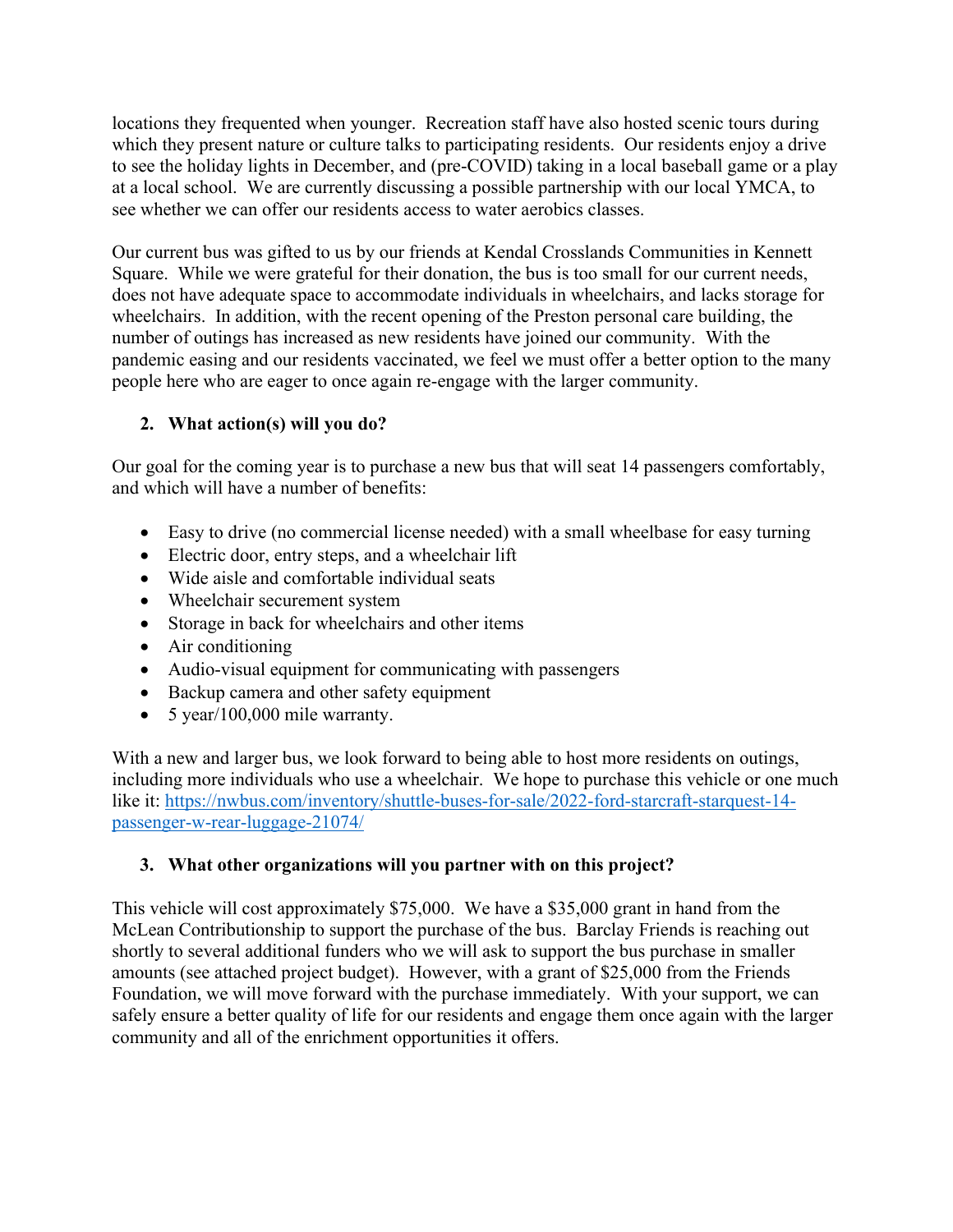locations they frequented when younger. Recreation staff have also hosted scenic tours during which they present nature or culture talks to participating residents. Our residents enjoy a drive to see the holiday lights in December, and (pre-COVID) taking in a local baseball game or a play at a local school. We are currently discussing a possible partnership with our local YMCA, to see whether we can offer our residents access to water aerobics classes.

Our current bus was gifted to us by our friends at Kendal Crosslands Communities in Kennett Square. While we were grateful for their donation, the bus is too small for our current needs, does not have adequate space to accommodate individuals in wheelchairs, and lacks storage for wheelchairs. In addition, with the recent opening of the Preston personal care building, the number of outings has increased as new residents have joined our community. With the pandemic easing and our residents vaccinated, we feel we must offer a better option to the many people here who are eager to once again re-engage with the larger community.

## 2. What action(s) will you do?

Our goal for the coming year is to purchase a new bus that will seat 14 passengers comfortably, and which will have a number of benefits:

- Easy to drive (no commercial license needed) with a small wheelbase for easy turning
- Electric door, entry steps, and a wheelchair lift
- Wide aisle and comfortable individual seats
- Wheelchair securement system
- Storage in back for wheelchairs and other items
- Air conditioning
- Audio-visual equipment for communicating with passengers
- Backup camera and other safety equipment
- 5 year/100,000 mile warranty.

With a new and larger bus, we look forward to being able to host more residents on outings, including more individuals who use a wheelchair. We hope to purchase this vehicle or one much like it: [https://nwbus.com/inventory/shuttle-buses-for-sale/2022-ford-starcraft-starquest-14-passenger-w-rear-luggage-21074/](https://nwbus.com/inventory/shuttle-buses-for-sale/2022-ford-starcraft-starquest-14-passenger-w-rear-luggage-21074/)

## 3. What other organizations will you partner with on this project?

This vehicle will cost approximately $75,000. We have a $35,000 grant in hand from the McLean Contributionship to support the purchase of the bus. Barclay Friends is reaching out shortly to several additional funders who we will ask to support the bus purchase in smaller amounts (see attached project budget). However, with a grant of $25,000 from the Friends Foundation, we will move forward with the purchase immediately. With your support, we can safely ensure a better quality of life for our residents and engage them once again with the larger community and all of the enrichment opportunities it offers.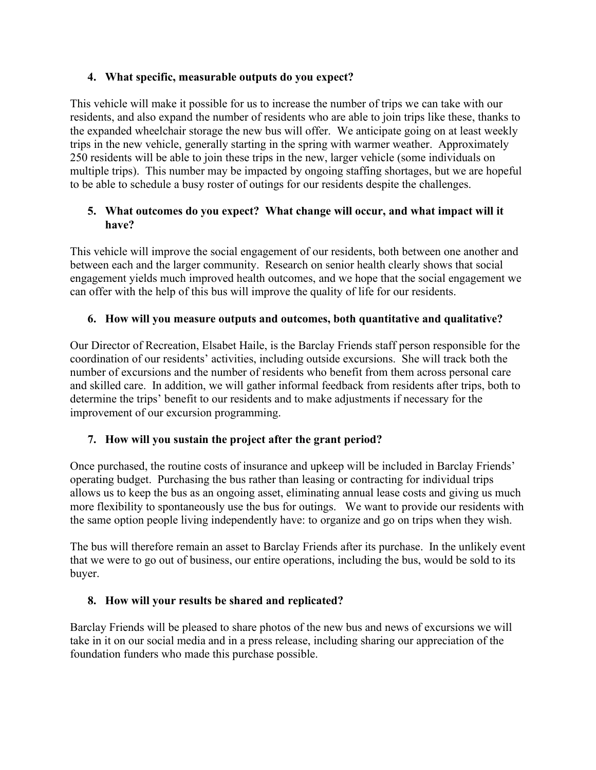**4. What specific, measurable outputs do you expect?**

This vehicle will make it possible for us to increase the number of trips we can take with our residents, and also expand the number of residents who are able to join trips like these, thanks to the expanded wheelchair storage the new bus will offer. We anticipate going on at least weekly trips in the new vehicle, generally starting in the spring with warmer weather. Approximately 250 residents will be able to join these trips in the new, larger vehicle (some individuals on multiple trips). This number may be impacted by ongoing staffing shortages, but we are hopeful to be able to schedule a busy roster of outings for our residents despite the challenges.

**5. What outcomes do you expect? What change will occur, and what impact will it have?**

This vehicle will improve the social engagement of our residents, both between one another and between each and the larger community. Research on senior health clearly shows that social engagement yields much improved health outcomes, and we hope that the social engagement we can offer with the help of this bus will improve the quality of life for our residents.

**6. How will you measure outputs and outcomes, both quantitative and qualitative?**

Our Director of Recreation, Elsabet Haile, is the Barclay Friends staff person responsible for the coordination of our residents' activities, including outside excursions. She will track both the number of excursions and the number of residents who benefit from them across personal care and skilled care. In addition, we will gather informal feedback from residents after trips, both to determine the trips' benefit to our residents and to make adjustments if necessary for the improvement of our excursion programming.

**7. How will you sustain the project after the grant period?**

Once purchased, the routine costs of insurance and upkeep will be included in Barclay Friends' operating budget. Purchasing the bus rather than leasing or contracting for individual trips allows us to keep the bus as an ongoing asset, eliminating annual lease costs and giving us much more flexibility to spontaneously use the bus for outings. We want to provide our residents with the same option people living independently have: to organize and go on trips when they wish.

The bus will therefore remain an asset to Barclay Friends after its purchase. In the unlikely event that we were to go out of business, our entire operations, including the bus, would be sold to its buyer.

**8. How will your results be shared and replicated?**

Barclay Friends will be pleased to share photos of the new bus and news of excursions we will take in it on our social media and in a press release, including sharing our appreciation of the foundation funders who made this purchase possible.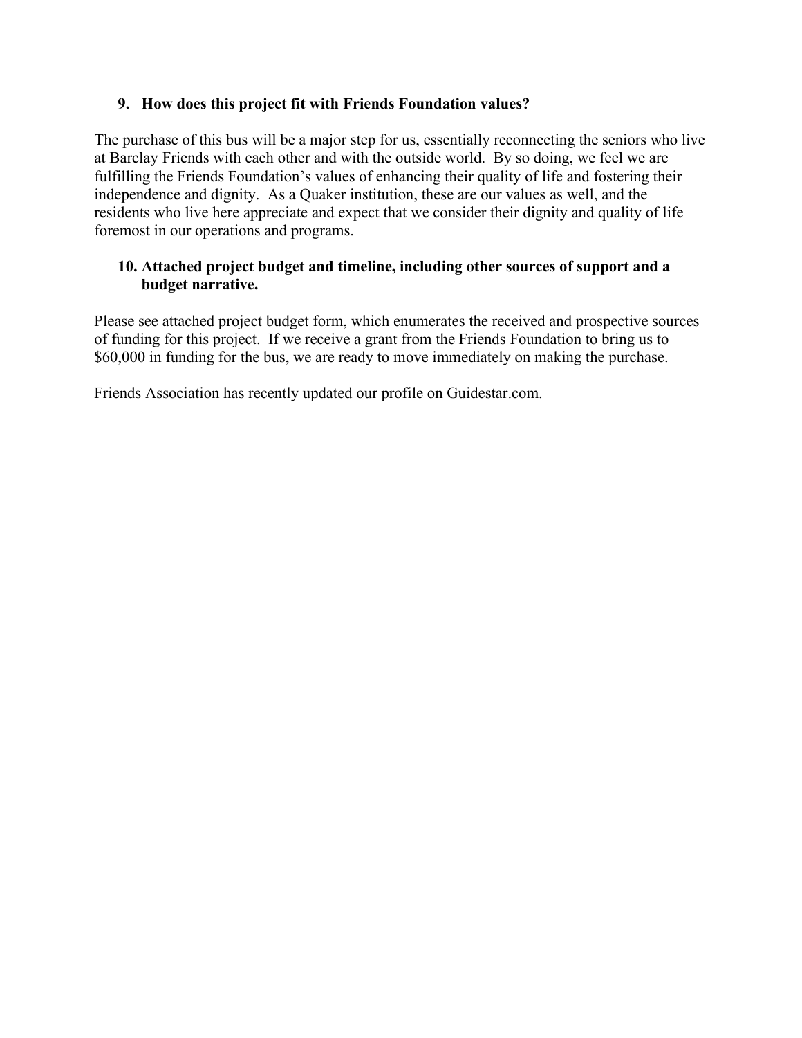**9. How does this project fit with Friends Foundation values?**

The purchase of this bus will be a major step for us, essentially reconnecting the seniors who live at Barclay Friends with each other and with the outside world. By so doing, we feel we are fulfilling the Friends Foundation's values of enhancing their quality of life and fostering their independence and dignity. As a Quaker institution, these are our values as well, and the residents who live here appreciate and expect that we consider their dignity and quality of life foremost in our operations and programs.

**10. Attached project budget and timeline, including other sources of support and a budget narrative.**

Please see attached project budget form, which enumerates the received and prospective sources of funding for this project. If we receive a grant from the Friends Foundation to bring us to $60,000 in funding for the bus, we are ready to move immediately on making the purchase.

Friends Association has recently updated our profile on Guidestar.com.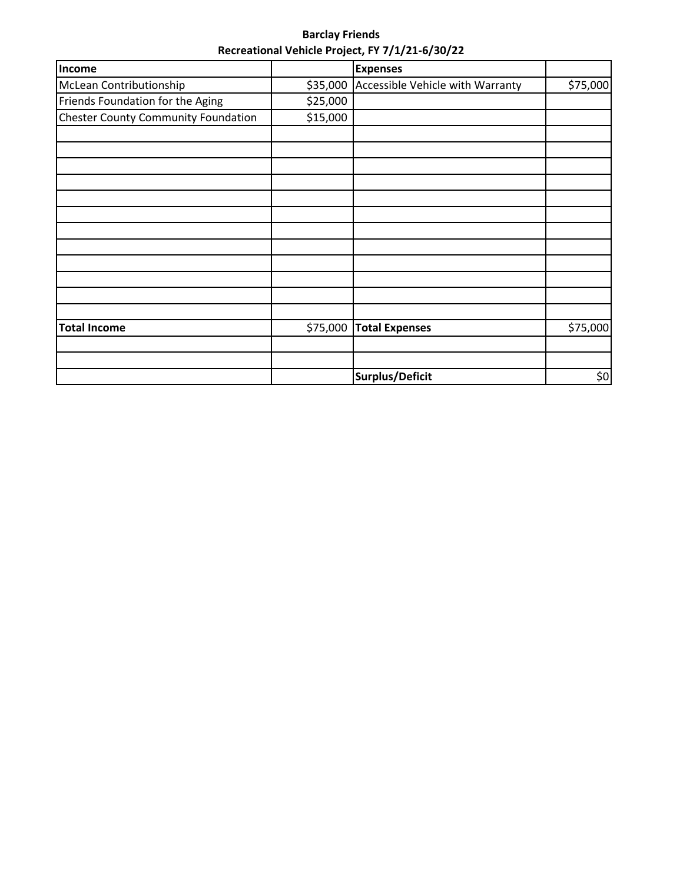**Barclay Friends**

**Recreational Vehicle Project, FY 7/1/21-6/30/22**

| **Income** | | **Expenses** | |
|---|---|---|---|
| McLean Contributionship | $35,000 | Accessible Vehicle with Warranty | $75,000 |
| Friends Foundation for the Aging | $25,000 | | |
| Chester County Community Foundation | $15,000 | | |
| | | | |
| | | | |
| | | | |
| | | | |
| | | | |
| | | | |
| | | | |
| | | | |
| | | | |
| | | | |
| | | | |
| | | | |
| **Total Income** | $75,000 | **Total Expenses** | $75,000 |
| | | | |
| | | | |
| | | **Surplus/Deficit** | $0 |